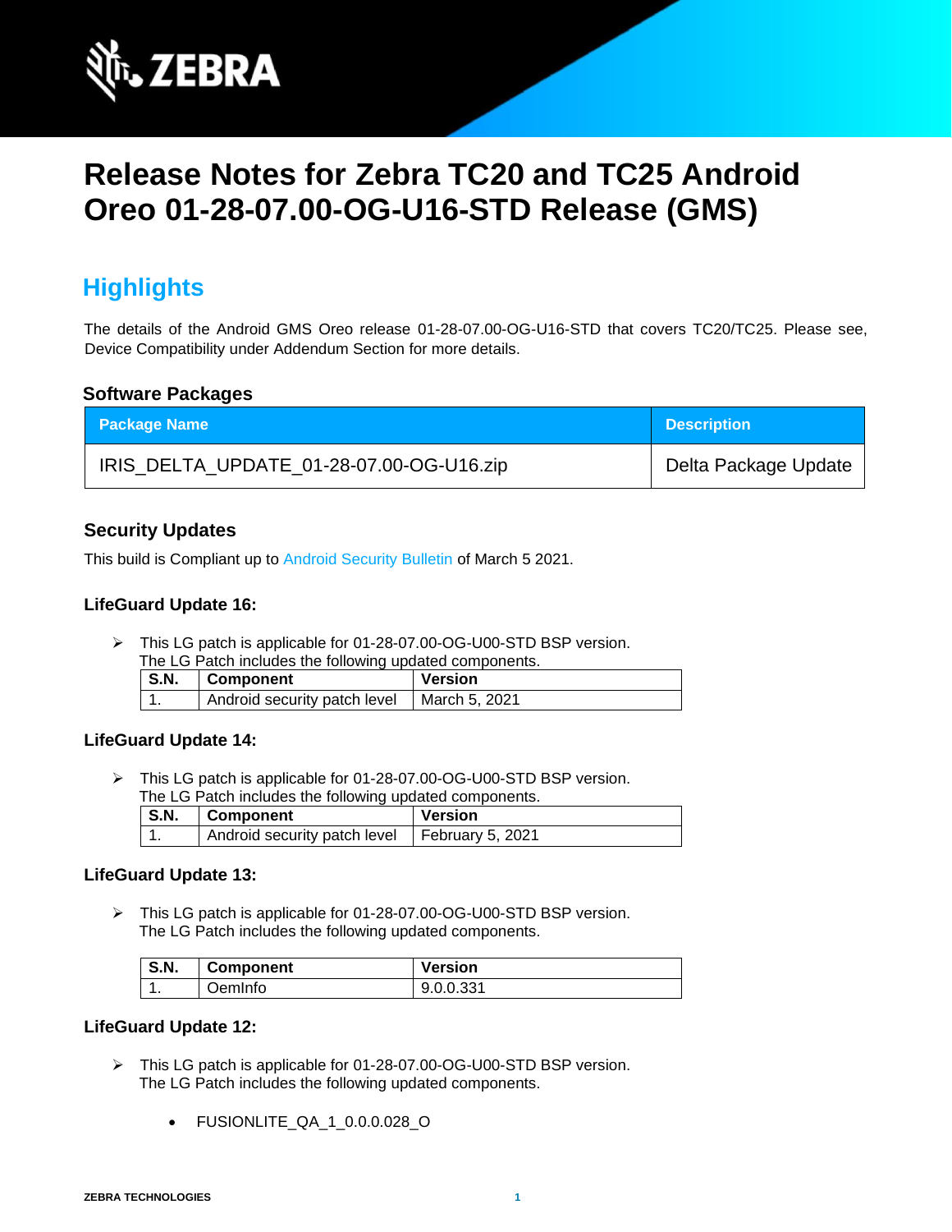# Release Notes for Zebra TC20 and TC25 Android Oreo 01-28-07.00-OG-U16-STD Release (GMS)

## Highlights

The details of the Android GMS Oreo release 01-28-07.00-OG-U16-STD that covers TC20/TC25. Please see, Device Compatibility under Addendum Section for more details.

### Software Packages

| Package Name | Description |
| --- | --- |
| IRIS_DELTA_UPDATE_01-28-07.00-OG-U16.zip | Delta Package Update |

### Security Updates

This build is Compliant up to Android Security Bulletin of March 5 2021.

#### LifeGuard Update 16:

- This LG patch is applicable for 01-28-07.00-OG-U00-STD BSP version.
  The LG Patch includes the following updated components.

| S.N. | Component | Version |
| --- | --- | --- |
| 1. | Android security patch level | March 5, 2021 |

#### LifeGuard Update 14:

- This LG patch is applicable for 01-28-07.00-OG-U00-STD BSP version.
  The LG Patch includes the following updated components.

| S.N. | Component | Version |
| --- | --- | --- |
| 1. | Android security patch level | February 5, 2021 |

#### LifeGuard Update 13:

- This LG patch is applicable for 01-28-07.00-OG-U00-STD BSP version.
  The LG Patch includes the following updated components.

| S.N. | Component | Version |
| --- | --- | --- |
| 1. | OemInfo | 9.0.0.331 |

#### LifeGuard Update 12:

- This LG patch is applicable for 01-28-07.00-OG-U00-STD BSP version.
  The LG Patch includes the following updated components.
  - FUSIONLITE_QA_1_0.0.0.028_O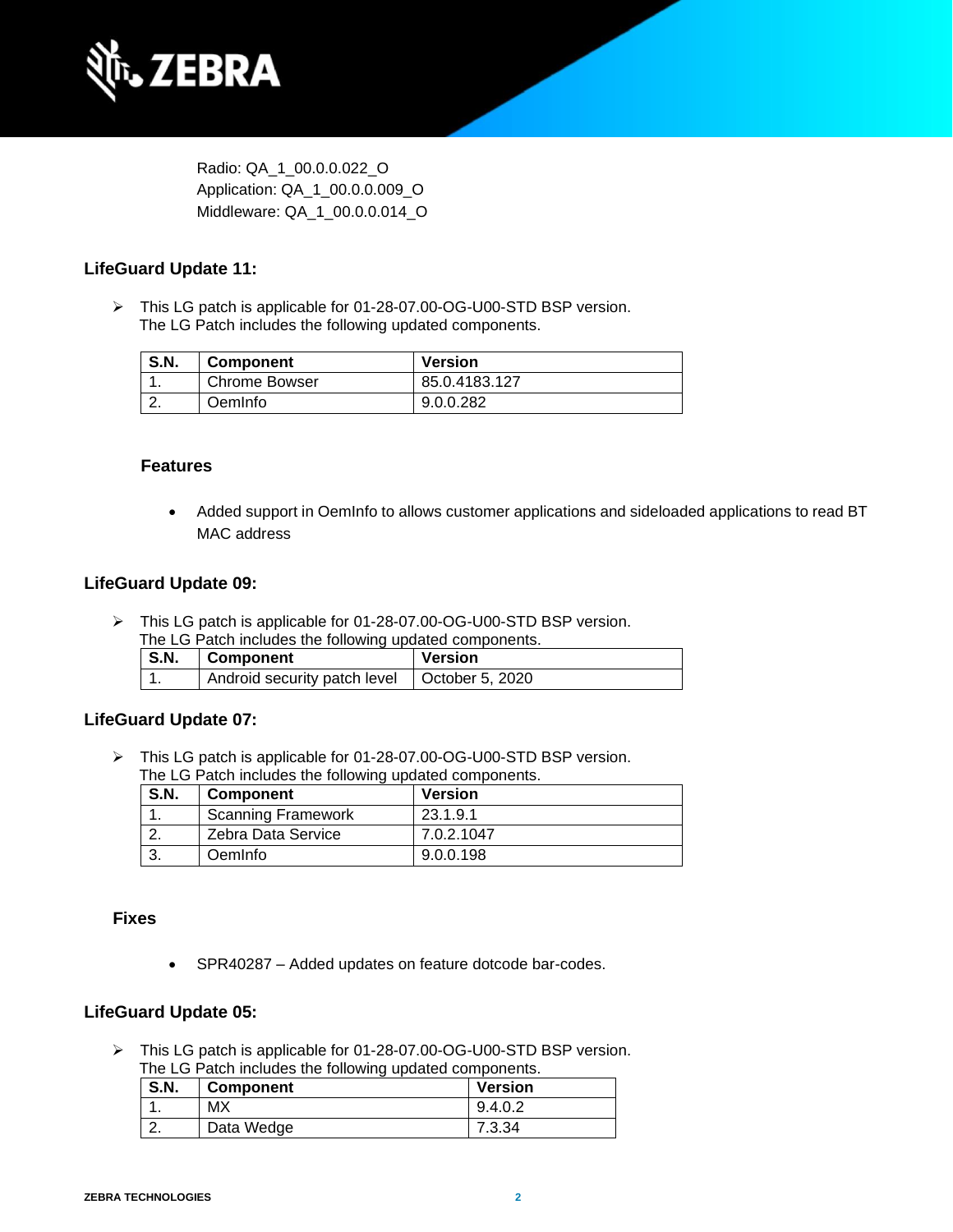Radio: QA_1_00.0.0.022_O
Application: QA_1_00.0.0.009_O
Middleware: QA_1_00.0.0.014_O

### LifeGuard Update 11:

- This LG patch is applicable for 01-28-07.00-OG-U00-STD BSP version.
  The LG Patch includes the following updated components.

| S.N. | Component | Version |
|---|---|---|
| 1. | Chrome Bowser | 85.0.4183.127 |
| 2. | OemInfo | 9.0.0.282 |

#### Features

- Added support in OemInfo to allows customer applications and sideloaded applications to read BT MAC address

### LifeGuard Update 09:

- This LG patch is applicable for 01-28-07.00-OG-U00-STD BSP version.
  The LG Patch includes the following updated components.

| S.N. | Component | Version |
|---|---|---|
| 1. | Android security patch level | October 5, 2020 |

### LifeGuard Update 07:

- This LG patch is applicable for 01-28-07.00-OG-U00-STD BSP version.
  The LG Patch includes the following updated components.

| S.N. | Component | Version |
|---|---|---|
| 1. | Scanning Framework | 23.1.9.1 |
| 2. | Zebra Data Service | 7.0.2.1047 |
| 3. | OemInfo | 9.0.0.198 |

#### Fixes

- SPR40287 – Added updates on feature dotcode bar-codes.

### LifeGuard Update 05:

- This LG patch is applicable for 01-28-07.00-OG-U00-STD BSP version.
  The LG Patch includes the following updated components.

| S.N. | Component | Version |
|---|---|---|
| 1. | MX | 9.4.0.2 |
| 2. | Data Wedge | 7.3.34 |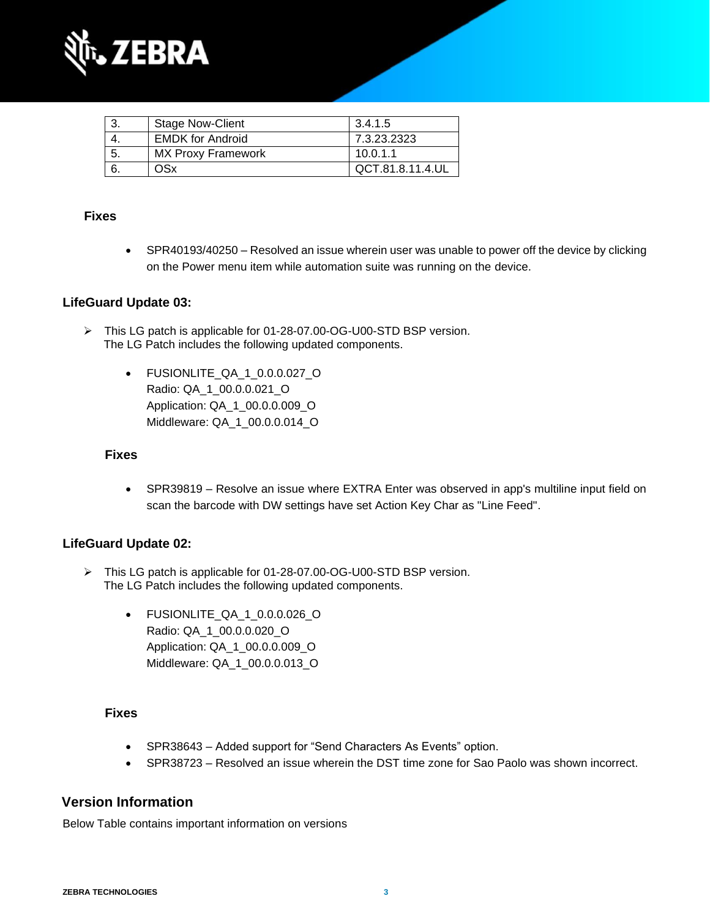| 3. | Stage Now-Client | 3.4.1.5 |
|---|---|---|
| 4. | EMDK for Android | 7.3.23.2323 |
| 5. | MX Proxy Framework | 10.0.1.1 |
| 6. | OSx | QCT.81.8.11.4.UL |

**Fixes**

- SPR40193/40250 – Resolved an issue wherein user was unable to power off the device by clicking on the Power menu item while automation suite was running on the device.

### LifeGuard Update 03:

➢ This LG patch is applicable for 01-28-07.00-OG-U00-STD BSP version.
The LG Patch includes the following updated components.

- FUSIONLITE_QA_1_0.0.0.027_O
  Radio: QA_1_00.0.0.021_O
  Application: QA_1_00.0.0.009_O
  Middleware: QA_1_00.0.0.014_O

**Fixes**

- SPR39819 – Resolve an issue where EXTRA Enter was observed in app's multiline input field on scan the barcode with DW settings have set Action Key Char as "Line Feed".

### LifeGuard Update 02:

➢ This LG patch is applicable for 01-28-07.00-OG-U00-STD BSP version.
The LG Patch includes the following updated components.

- FUSIONLITE_QA_1_0.0.0.026_O
  Radio: QA_1_00.0.0.020_O
  Application: QA_1_00.0.0.009_O
  Middleware: QA_1_00.0.0.013_O

**Fixes**

- SPR38643 – Added support for “Send Characters As Events” option.
- SPR38723 – Resolved an issue wherein the DST time zone for Sao Paolo was shown incorrect.

## Version Information

Below Table contains important information on versions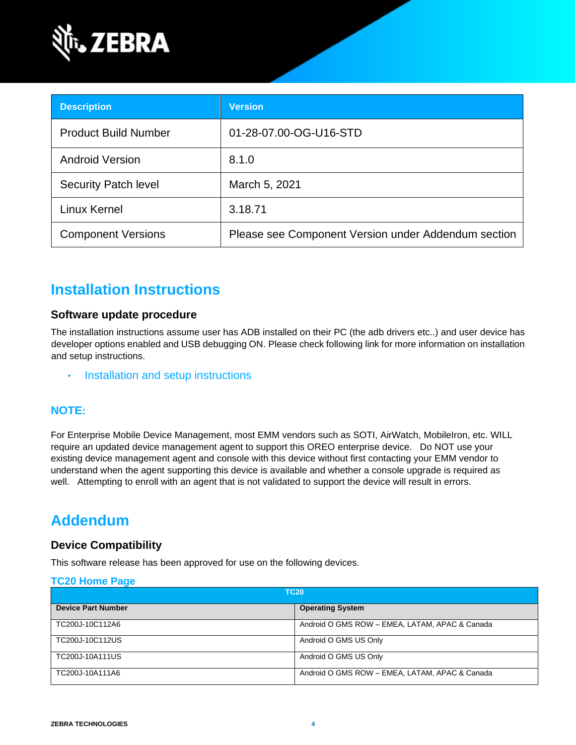| Description | Version |
|---|---|
| Product Build Number | 01-28-07.00-OG-U16-STD |
| Android Version | 8.1.0 |
| Security Patch level | March 5, 2021 |
| Linux Kernel | 3.18.71 |
| Component Versions | Please see Component Version under Addendum section |

# Installation Instructions

### Software update procedure

The installation instructions assume user has ADB installed on their PC (the adb drivers etc..) and user device has developer options enabled and USB debugging ON. Please check following link for more information on installation and setup instructions.

- Installation and setup instructions

## NOTE:

For Enterprise Mobile Device Management, most EMM vendors such as SOTI, AirWatch, MobileIron, etc. WILL require an updated device management agent to support this OREO enterprise device. Do NOT use your existing device management agent and console with this device without first contacting your EMM vendor to understand when the agent supporting this device is available and whether a console upgrade is required as well. Attempting to enroll with an agent that is not validated to support the device will result in errors.

# Addendum

### Device Compatibility

This software release has been approved for use on the following devices.

**TC20 Home Page**

| TC20 | |
|---|---|
| **Device Part Number** | **Operating System** |
| TC200J-10C112A6 | Android O GMS ROW – EMEA, LATAM, APAC & Canada |
| TC200J-10C112US | Android O GMS US Only |
| TC200J-10A111US | Android O GMS US Only |
| TC200J-10A111A6 | Android O GMS ROW – EMEA, LATAM, APAC & Canada |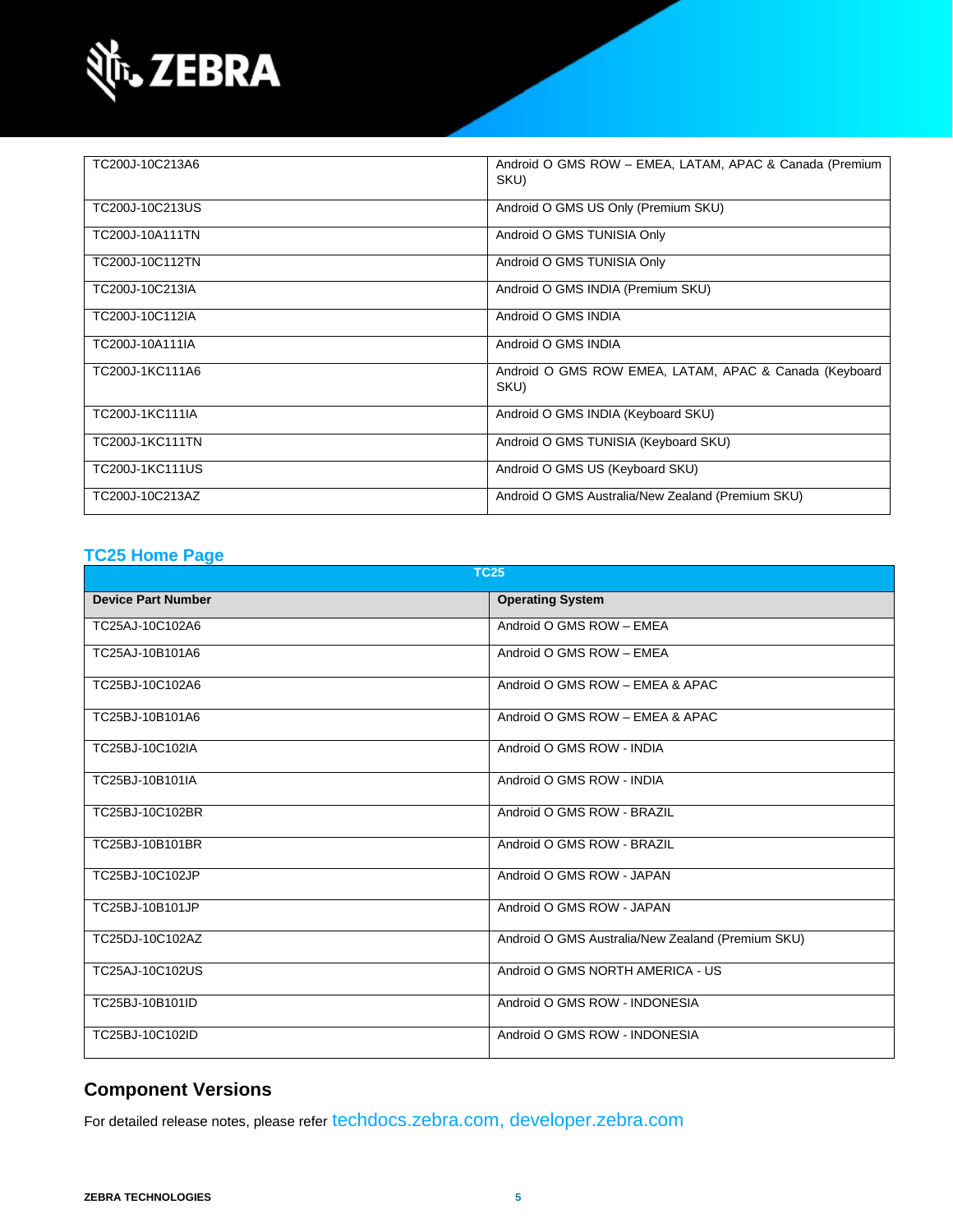| | |
|---|---|
| TC200J-10C213A6 | Android O GMS ROW – EMEA, LATAM, APAC & Canada (Premium SKU) |
| TC200J-10C213US | Android O GMS US Only (Premium SKU) |
| TC200J-10A111TN | Android O GMS TUNISIA Only |
| TC200J-10C112TN | Android O GMS TUNISIA Only |
| TC200J-10C213IA | Android O GMS INDIA (Premium SKU) |
| TC200J-10C112IA | Android O GMS INDIA |
| TC200J-10A111IA | Android O GMS INDIA |
| TC200J-1KC111A6 | Android O GMS ROW EMEA, LATAM, APAC & Canada (Keyboard SKU) |
| TC200J-1KC111IA | Android O GMS INDIA (Keyboard SKU) |
| TC200J-1KC111TN | Android O GMS TUNISIA (Keyboard SKU) |
| TC200J-1KC111US | Android O GMS US (Keyboard SKU) |
| TC200J-10C213AZ | Android O GMS Australia/New Zealand (Premium SKU) |

## TC25 Home Page

| TC25 | |
|---|---|
| **Device Part Number** | **Operating System** |
| TC25AJ-10C102A6 | Android O GMS ROW – EMEA |
| TC25AJ-10B101A6 | Android O GMS ROW – EMEA |
| TC25BJ-10C102A6 | Android O GMS ROW – EMEA & APAC |
| TC25BJ-10B101A6 | Android O GMS ROW – EMEA & APAC |
| TC25BJ-10C102IA | Android O GMS ROW - INDIA |
| TC25BJ-10B101IA | Android O GMS ROW - INDIA |
| TC25BJ-10C102BR | Android O GMS ROW - BRAZIL |
| TC25BJ-10B101BR | Android O GMS ROW - BRAZIL |
| TC25BJ-10C102JP | Android O GMS ROW - JAPAN |
| TC25BJ-10B101JP | Android O GMS ROW - JAPAN |
| TC25DJ-10C102AZ | Android O GMS Australia/New Zealand (Premium SKU) |
| TC25AJ-10C102US | Android O GMS NORTH AMERICA - US |
| TC25BJ-10B101ID | Android O GMS ROW - INDONESIA |
| TC25BJ-10C102ID | Android O GMS ROW - INDONESIA |

## Component Versions

For detailed release notes, please refer techdocs.zebra.com, developer.zebra.com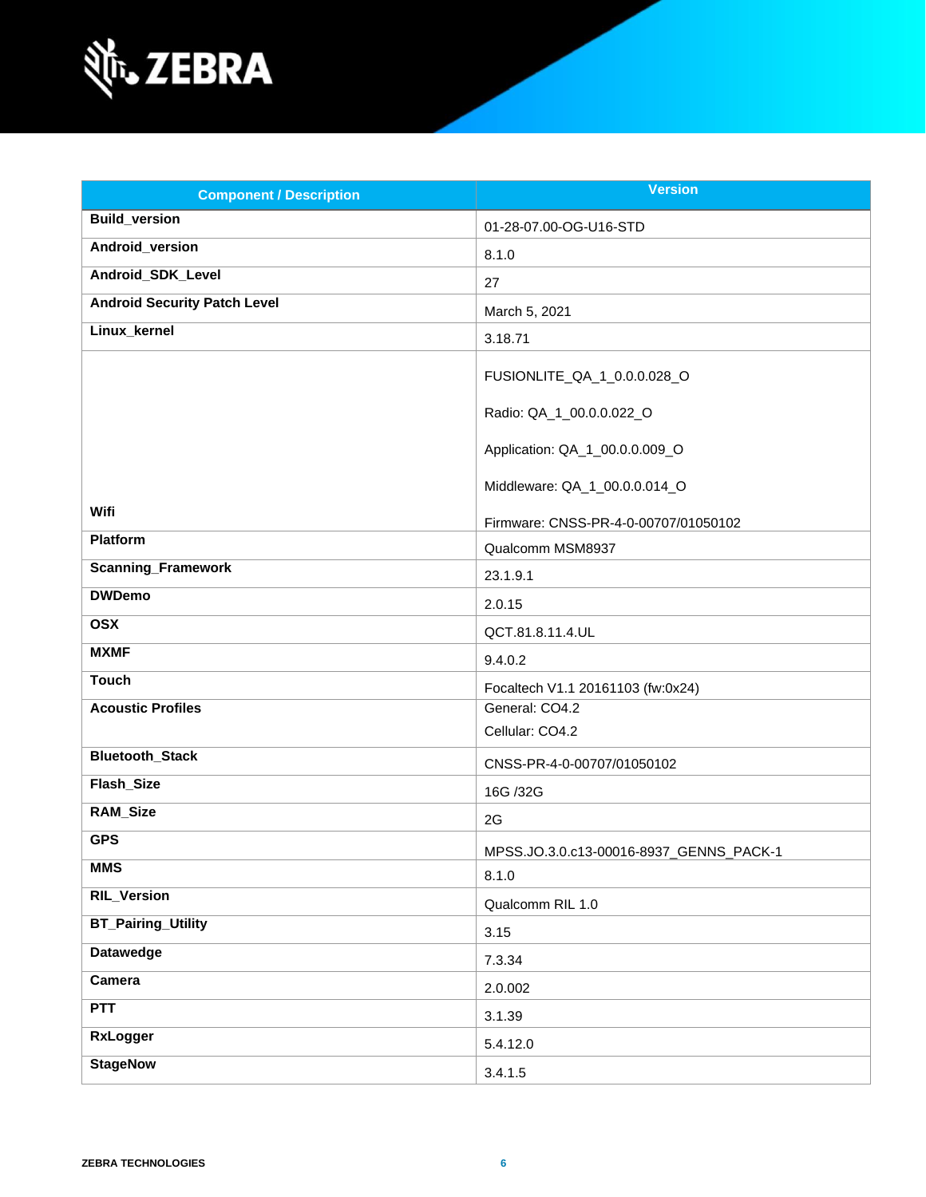| Component / Description | Version |
|---|---|
| **Build_version** | 01-28-07.00-OG-U16-STD |
| **Android_version** | 8.1.0 |
| **Android_SDK_Level** | 27 |
| **Android Security Patch Level** | March 5, 2021 |
| **Linux_kernel** | 3.18.71 |
| **Wifi** | FUSIONLITE_QA_1_0.0.0.028_O<br><br>Radio: QA_1_00.0.0.022_O<br><br>Application: QA_1_00.0.0.009_O<br><br>Middleware: QA_1_00.0.0.014_O<br><br>Firmware: CNSS-PR-4-0-00707/01050102 |
| **Platform** | Qualcomm MSM8937 |
| **Scanning_Framework** | 23.1.9.1 |
| **DWDemo** | 2.0.15 |
| **OSX** | QCT.81.8.11.4.UL |
| **MXMF** | 9.4.0.2 |
| **Touch** | Focaltech V1.1 20161103 (fw:0x24) |
| **Acoustic Profiles** | General: CO4.2<br>Cellular: CO4.2 |
| **Bluetooth_Stack** | CNSS-PR-4-0-00707/01050102 |
| **Flash_Size** | 16G /32G |
| **RAM_Size** | 2G |
| **GPS** | MPSS.JO.3.0.c13-00016-8937_GENNS_PACK-1 |
| **MMS** | 8.1.0 |
| **RIL_Version** | Qualcomm RIL 1.0 |
| **BT_Pairing_Utility** | 3.15 |
| **Datawedge** | 7.3.34 |
| **Camera** | 2.0.002 |
| **PTT** | 3.1.39 |
| **RxLogger** | 5.4.12.0 |
| **StageNow** | 3.4.1.5 |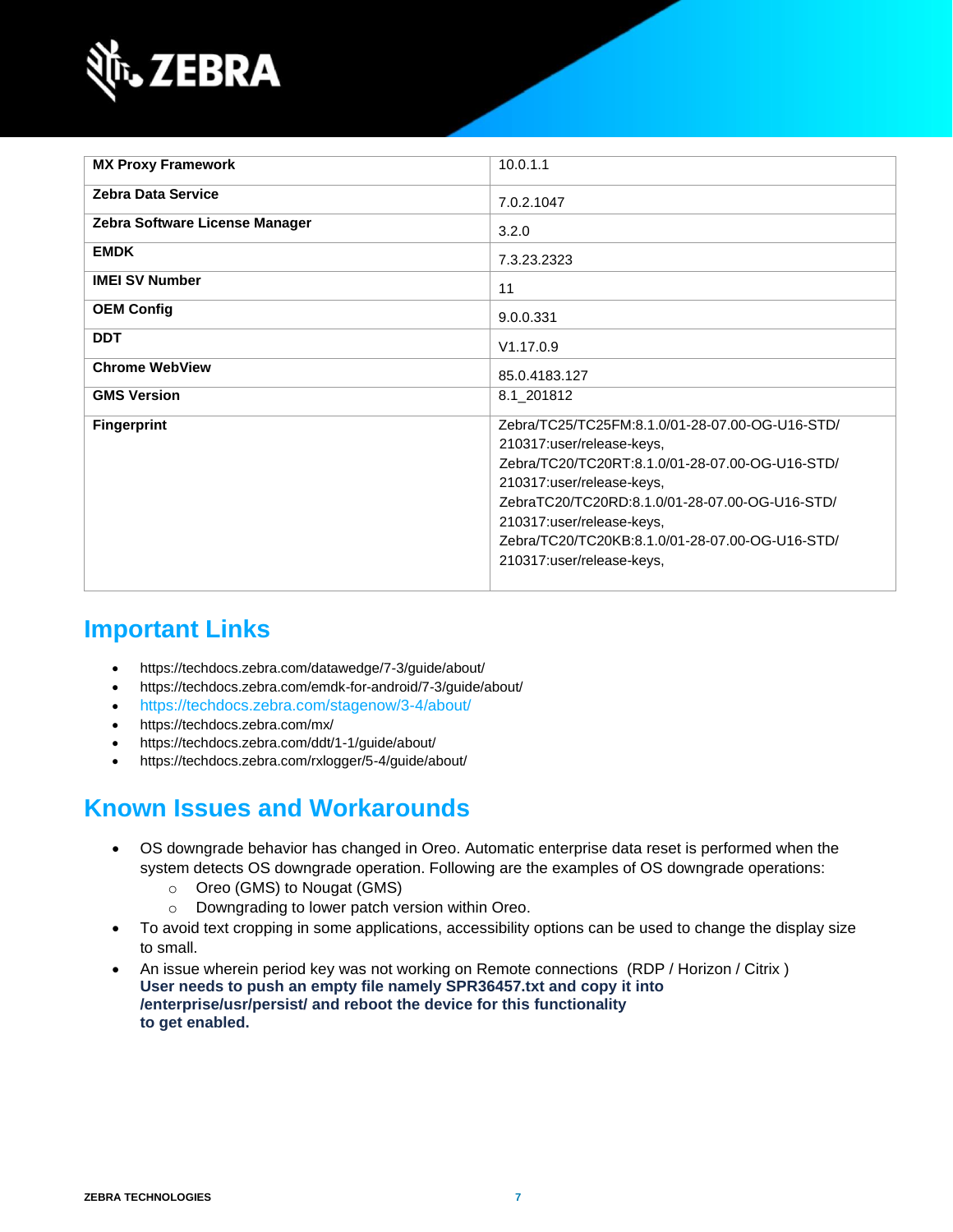| MX Proxy Framework | 10.0.1.1 |
|---|---|
| **Zebra Data Service** | 7.0.2.1047 |
| **Zebra Software License Manager** | 3.2.0 |
| **EMDK** | 7.3.23.2323 |
| **IMEI SV Number** | 11 |
| **OEM Config** | 9.0.0.331 |
| **DDT** | V1.17.0.9 |
| **Chrome WebView** | 85.0.4183.127 |
| **GMS Version** | 8.1_201812 |
| **Fingerprint** | Zebra/TC25/TC25FM:8.1.0/01-28-07.00-OG-U16-STD/210317:user/release-keys, Zebra/TC20/TC20RT:8.1.0/01-28-07.00-OG-U16-STD/210317:user/release-keys, ZebraTC20/TC20RD:8.1.0/01-28-07.00-OG-U16-STD/210317:user/release-keys, Zebra/TC20/TC20KB:8.1.0/01-28-07.00-OG-U16-STD/210317:user/release-keys, |

## Important Links

- https://techdocs.zebra.com/datawedge/7-3/guide/about/
- https://techdocs.zebra.com/emdk-for-android/7-3/guide/about/
- https://techdocs.zebra.com/stagenow/3-4/about/
- https://techdocs.zebra.com/mx/
- https://techdocs.zebra.com/ddt/1-1/guide/about/
- https://techdocs.zebra.com/rxlogger/5-4/guide/about/

## Known Issues and Workarounds

- OS downgrade behavior has changed in Oreo. Automatic enterprise data reset is performed when the system detects OS downgrade operation. Following are the examples of OS downgrade operations:
  - Oreo (GMS) to Nougat (GMS)
  - Downgrading to lower patch version within Oreo.
- To avoid text cropping in some applications, accessibility options can be used to change the display size to small.
- An issue wherein period key was not working on Remote connections (RDP / Horizon / Citrix )
  **User needs to push an empty file namely SPR36457.txt and copy it into /enterprise/usr/persist/ and reboot the device for this functionality to get enabled.**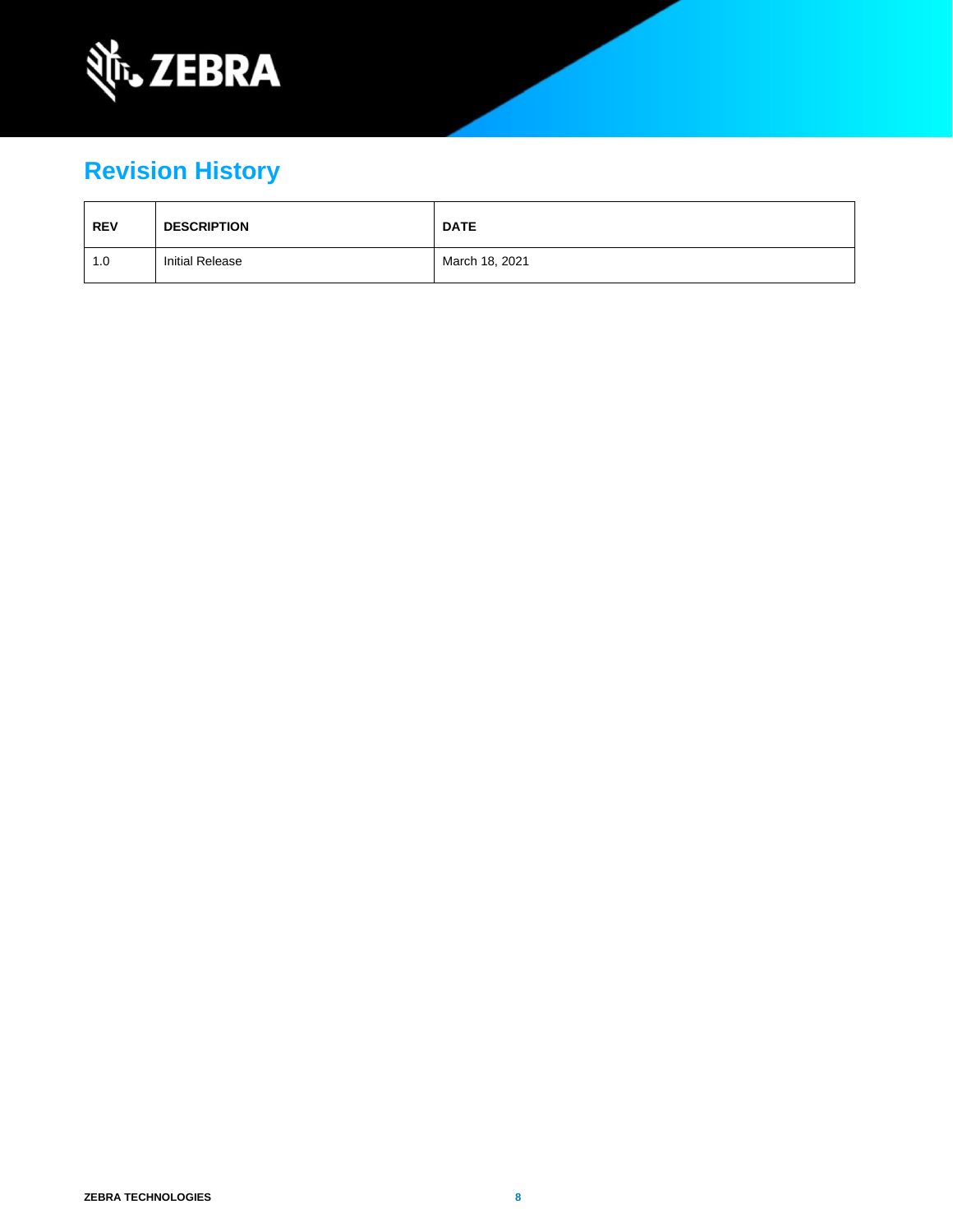# Revision History

| REV | DESCRIPTION | DATE |
| --- | --- | --- |
| 1.0 | Initial Release | March 18, 2021 |